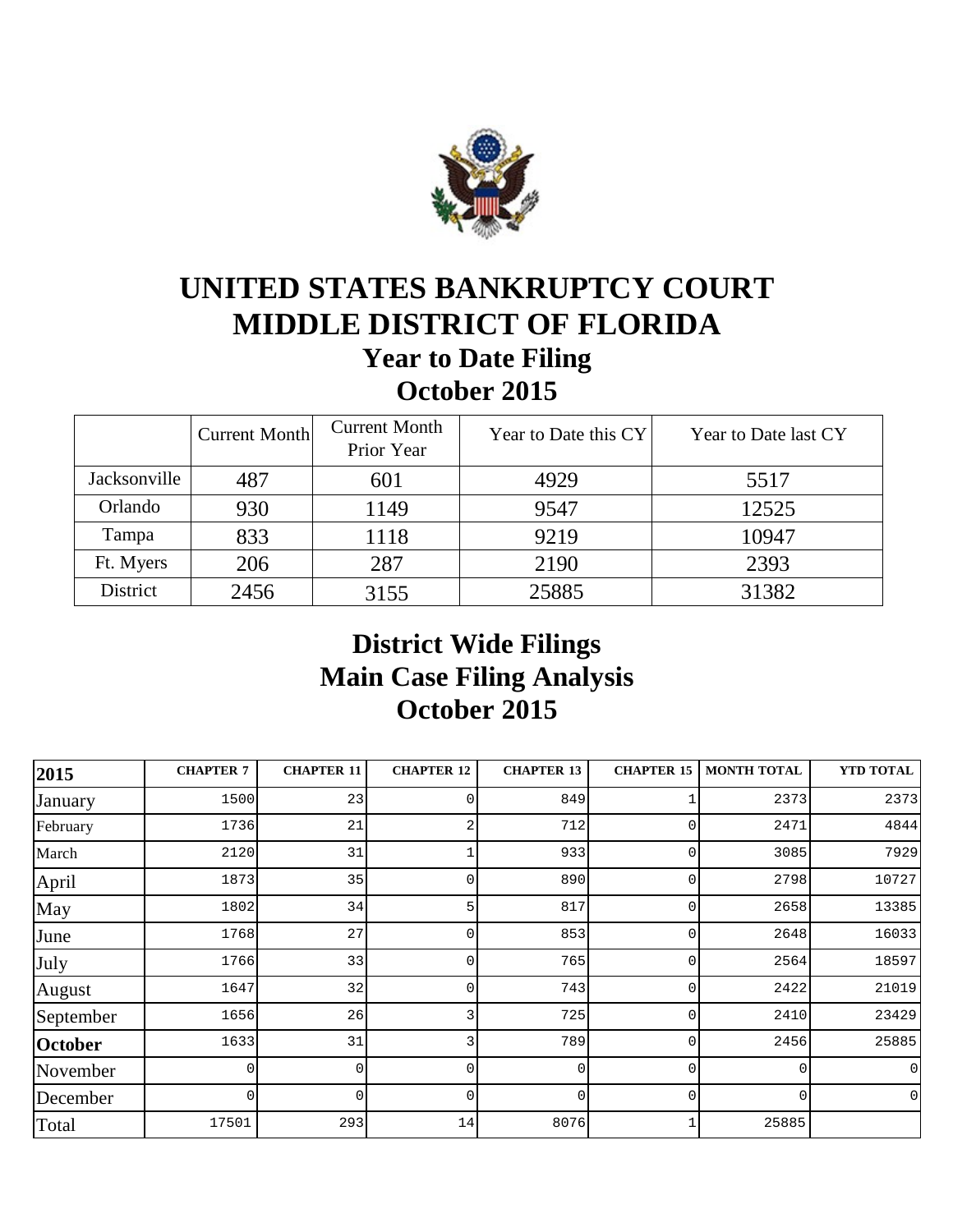# UNITED STATES BANKRUPTCY COURT
# MIDDLE DISTRICT OF FLORIDA

## Year to Date Filing
## October 2015

| | Current Month | Current Month Prior Year | Year to Date this CY | Year to Date last CY |
|---|---|---|---|---|
| Jacksonville | 487 | 601 | 4929 | 5517 |
| Orlando | 930 | 1149 | 9547 | 12525 |
| Tampa | 833 | 1118 | 9219 | 10947 |
| Ft. Myers | 206 | 287 | 2190 | 2393 |
| District | 2456 | 3155 | 25885 | 31382 |

## District Wide Filings
## Main Case Filing Analysis
## October 2015

| 2015 | CHAPTER 7 | CHAPTER 11 | CHAPTER 12 | CHAPTER 13 | CHAPTER 15 | MONTH TOTAL | YTD TOTAL |
|---|---|---|---|---|---|---|---|
| January | 1500 | 23 | 0 | 849 | 1 | 2373 | 2373 |
| February | 1736 | 21 | 2 | 712 | 0 | 2471 | 4844 |
| March | 2120 | 31 | 1 | 933 | 0 | 3085 | 7929 |
| April | 1873 | 35 | 0 | 890 | 0 | 2798 | 10727 |
| May | 1802 | 34 | 5 | 817 | 0 | 2658 | 13385 |
| June | 1768 | 27 | 0 | 853 | 0 | 2648 | 16033 |
| July | 1766 | 33 | 0 | 765 | 0 | 2564 | 18597 |
| August | 1647 | 32 | 0 | 743 | 0 | 2422 | 21019 |
| September | 1656 | 26 | 3 | 725 | 0 | 2410 | 23429 |
| **October** | 1633 | 31 | 3 | 789 | 0 | 2456 | 25885 |
| November | 0 | 0 | 0 | 0 | 0 | 0 | 0 |
| December | 0 | 0 | 0 | 0 | 0 | 0 | 0 |
| Total | 17501 | 293 | 14 | 8076 | 1 | 25885 | |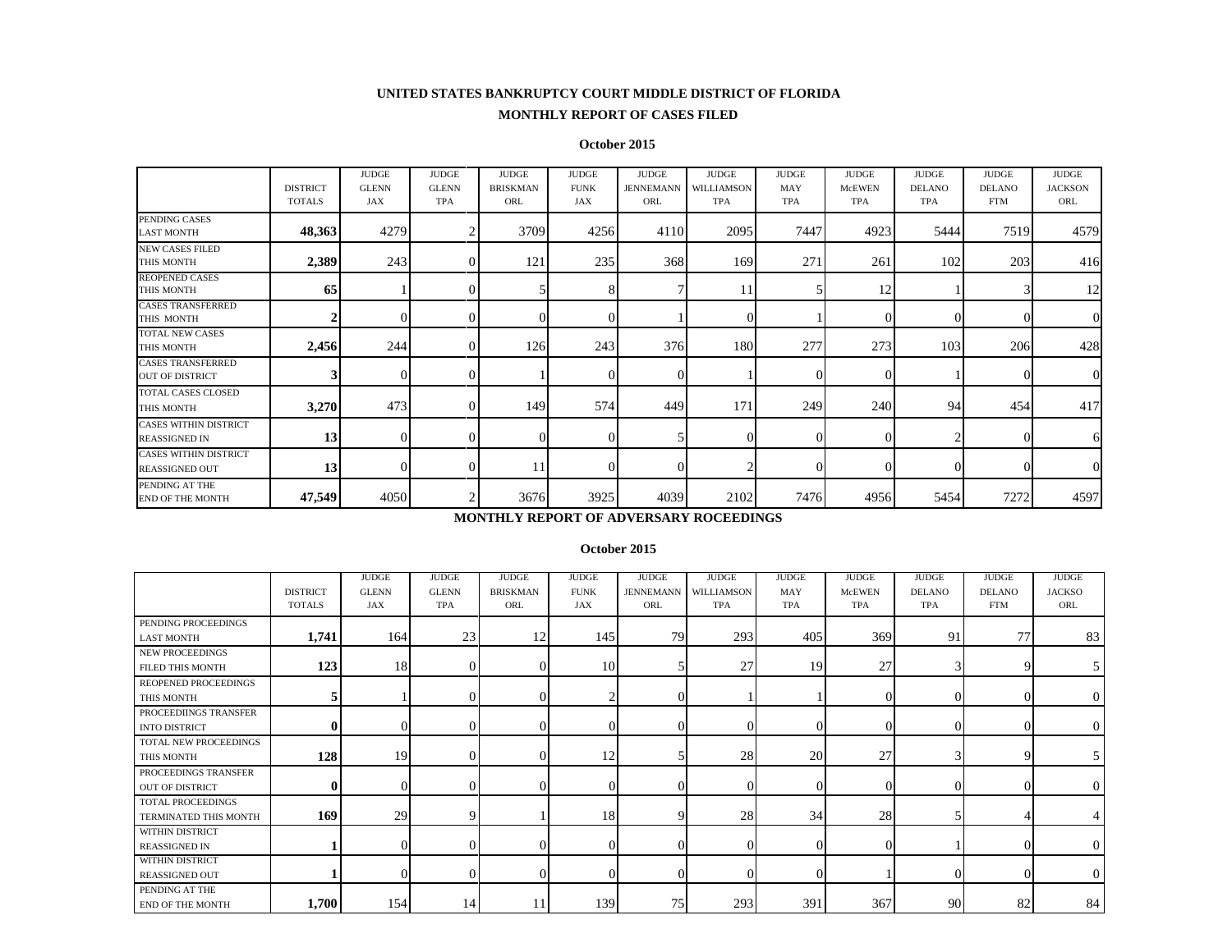**UNITED STATES BANKRUPTCY COURT MIDDLE DISTRICT OF FLORIDA**

**MONTHLY REPORT OF CASES FILED**

**October 2015**

| | DISTRICT TOTALS | JUDGE GLENN JAX | JUDGE GLENN TPA | JUDGE BRISKMAN ORL | JUDGE FUNK JAX | JUDGE JENNEMANN ORL | JUDGE WILLIAMSON TPA | JUDGE MAY TPA | JUDGE McEWEN TPA | JUDGE DELANO TPA | JUDGE DELANO FTM | JUDGE JACKSON ORL |
|---|---|---|---|---|---|---|---|---|---|---|---|---|
| PENDING CASES LAST MONTH | **48,363** | 4279 | 2 | 3709 | 4256 | 4110 | 2095 | 7447 | 4923 | 5444 | 7519 | 4579 |
| NEW CASES FILED THIS MONTH | **2,389** | 243 | 0 | 121 | 235 | 368 | 169 | 271 | 261 | 102 | 203 | 416 |
| REOPENED CASES THIS MONTH | **65** | 1 | 0 | 5 | 8 | 7 | 11 | 5 | 12 | 1 | 3 | 12 |
| CASES TRANSFERRED THIS MONTH | **2** | 0 | 0 | 0 | 0 | 1 | 0 | 1 | 0 | 0 | 0 | 0 |
| TOTAL NEW CASES THIS MONTH | **2,456** | 244 | 0 | 126 | 243 | 376 | 180 | 277 | 273 | 103 | 206 | 428 |
| CASES TRANSFERRED OUT OF DISTRICT | **3** | 0 | 0 | 1 | 0 | 0 | 1 | 0 | 0 | 1 | 0 | 0 |
| TOTAL CASES CLOSED THIS MONTH | **3,270** | 473 | 0 | 149 | 574 | 449 | 171 | 249 | 240 | 94 | 454 | 417 |
| CASES WITHIN DISTRICT REASSIGNED IN | **13** | 0 | 0 | 0 | 0 | 5 | 0 | 0 | 0 | 2 | 0 | 6 |
| CASES WITHIN DISTRICT REASSIGNED OUT | **13** | 0 | 0 | 11 | 0 | 0 | 2 | 0 | 0 | 0 | 0 | 0 |
| PENDING AT THE END OF THE MONTH | **47,549** | 4050 | 2 | 3676 | 3925 | 4039 | 2102 | 7476 | 4956 | 5454 | 7272 | 4597 |

**MONTHLY REPORT OF ADVERSARY ROCEEDINGS**

**October 2015**

| | DISTRICT TOTALS | JUDGE GLENN JAX | JUDGE GLENN TPA | JUDGE BRISKMAN ORL | JUDGE FUNK JAX | JUDGE JENNEMANN ORL | JUDGE WILLIAMSON TPA | JUDGE MAY TPA | JUDGE McEWEN TPA | JUDGE DELANO TPA | JUDGE DELANO FTM | JUDGE JACKSO ORL |
|---|---|---|---|---|---|---|---|---|---|---|---|---|
| PENDING PROCEEDINGS LAST MONTH | **1,741** | 164 | 23 | 12 | 145 | 79 | 293 | 405 | 369 | 91 | 77 | 83 |
| NEW PROCEEDINGS FILED THIS MONTH | **123** | 18 | 0 | 0 | 10 | 5 | 27 | 19 | 27 | 3 | 9 | 5 |
| REOPENED PROCEEDINGS THIS MONTH | **5** | 1 | 0 | 0 | 2 | 0 | 1 | 1 | 0 | 0 | 0 | 0 |
| PROCEEDIINGS TRANSFER INTO DISTRICT | **0** | 0 | 0 | 0 | 0 | 0 | 0 | 0 | 0 | 0 | 0 | 0 |
| TOTAL NEW PROCEEDINGS THIS MONTH | **128** | 19 | 0 | 0 | 12 | 5 | 28 | 20 | 27 | 3 | 9 | 5 |
| PROCEEDINGS TRANSFER OUT OF DISTRICT | **0** | 0 | 0 | 0 | 0 | 0 | 0 | 0 | 0 | 0 | 0 | 0 |
| TOTAL PROCEEDINGS TERMINATED THIS MONTH | **169** | 29 | 9 | 1 | 18 | 9 | 28 | 34 | 28 | 5 | 4 | 4 |
| WITHIN DISTRICT REASSIGNED IN | **1** | 0 | 0 | 0 | 0 | 0 | 0 | 0 | 0 | 1 | 0 | 0 |
| WITHIN DISTRICT REASSIGNED OUT | **1** | 0 | 0 | 0 | 0 | 0 | 0 | 0 | 1 | 0 | 0 | 0 |
| PENDING AT THE END OF THE MONTH | **1,700** | 154 | 14 | 11 | 139 | 75 | 293 | 391 | 367 | 90 | 82 | 84 |